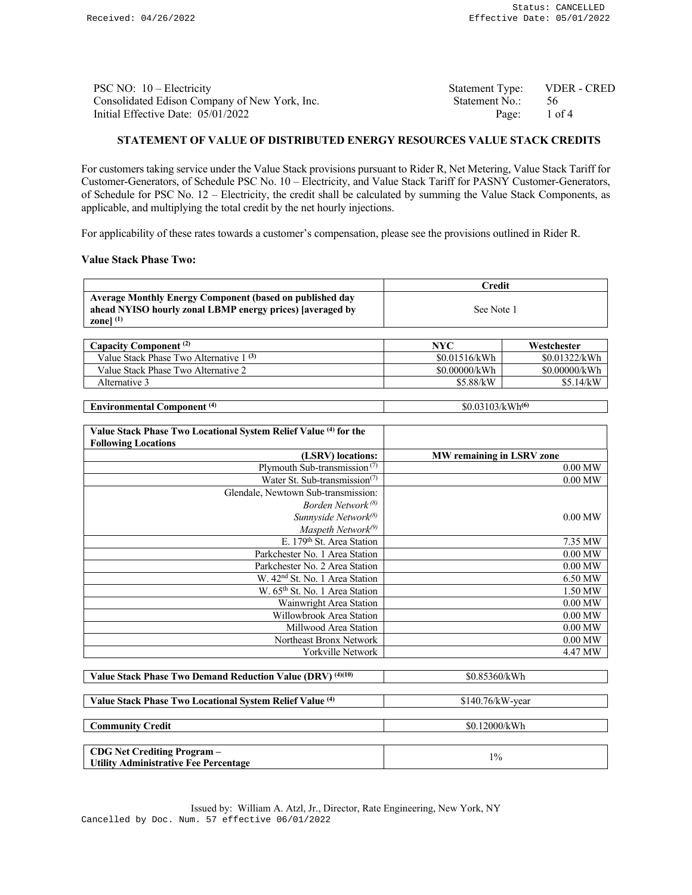PSC NO: 10 – Electricity
Consolidated Edison Company of New York, Inc.
Initial Effective Date: 05/01/2022

Statement Type: VDER - CRED
Statement No.: 56

## STATEMENT OF VALUE OF DISTRIBUTED ENERGY RESOURCES VALUE STACK CREDITS

For customers taking service under the Value Stack provisions pursuant to Rider R, Net Metering, Value Stack Tariff for Customer-Generators, of Schedule PSC No. 10 – Electricity, and Value Stack Tariff for PASNY Customer-Generators, of Schedule for PSC No. 12 – Electricity, the credit shall be calculated by summing the Value Stack Components, as applicable, and multiplying the total credit by the net hourly injections.

For applicability of these rates towards a customer's compensation, please see the provisions outlined in Rider R.

**Value Stack Phase Two:**

| | Credit |
|---|---|
| **Average Monthly Energy Component (based on published day ahead NYISO hourly zonal LBMP energy prices) [averaged by zone]** (1) | See Note 1 |

| Capacity Component (2) | NYC | Westchester |
|---|---|---|
| Value Stack Phase Two Alternative 1 (3) | \$0.01516/kWh | \$0.01322/kWh |
| Value Stack Phase Two Alternative 2 | \$0.00000/kWh | \$0.00000/kWh |
| Alternative 3 | \$5.88/kW | \$5.14/kW |

| **Environmental Component** (4) | \$0.03103/kWh(6) |
|---|---|

| **Value Stack Phase Two Locational System Relief Value** (4) **for the Following Locations** | |
|---|---|
| **(LSRV) locations:** | **MW remaining in LSRV zone** |
| Plymouth Sub-transmission (7) | 0.00 MW |
| Water St. Sub-transmission(7) | 0.00 MW |
| Glendale, Newtown Sub-transmission: *Borden Network* (8) *Sunnyside Network*(8) *Maspeth Network*(9) | 0.00 MW |
| E. 179th St. Area Station | 7.35 MW |
| Parkchester No. 1 Area Station | 0.00 MW |
| Parkchester No. 2 Area Station | 0.00 MW |
| W. 42nd St. No. 1 Area Station | 6.50 MW |
| W. 65th St. No. 1 Area Station | 1.50 MW |
| Wainwright Area Station | 0.00 MW |
| Willowbrook Area Station | 0.00 MW |
| Millwood Area Station | 0.00 MW |
| Northeast Bronx Network | 0.00 MW |
| Yorkville Network | 4.47 MW |

| **Value Stack Phase Two Demand Reduction Value (DRV)** (4)(10) | \$0.85360/kWh |
|---|---|

| **Value Stack Phase Two Locational System Relief Value** (4) | \$140.76/kW-year |
|---|---|

| **Community Credit** | \$0.12000/kWh |
|---|---|

| **CDG Net Crediting Program – Utility Administrative Fee Percentage** | 1% |
|---|---|

Issued by: William A. Atzl, Jr., Director, Rate Engineering, New York, NY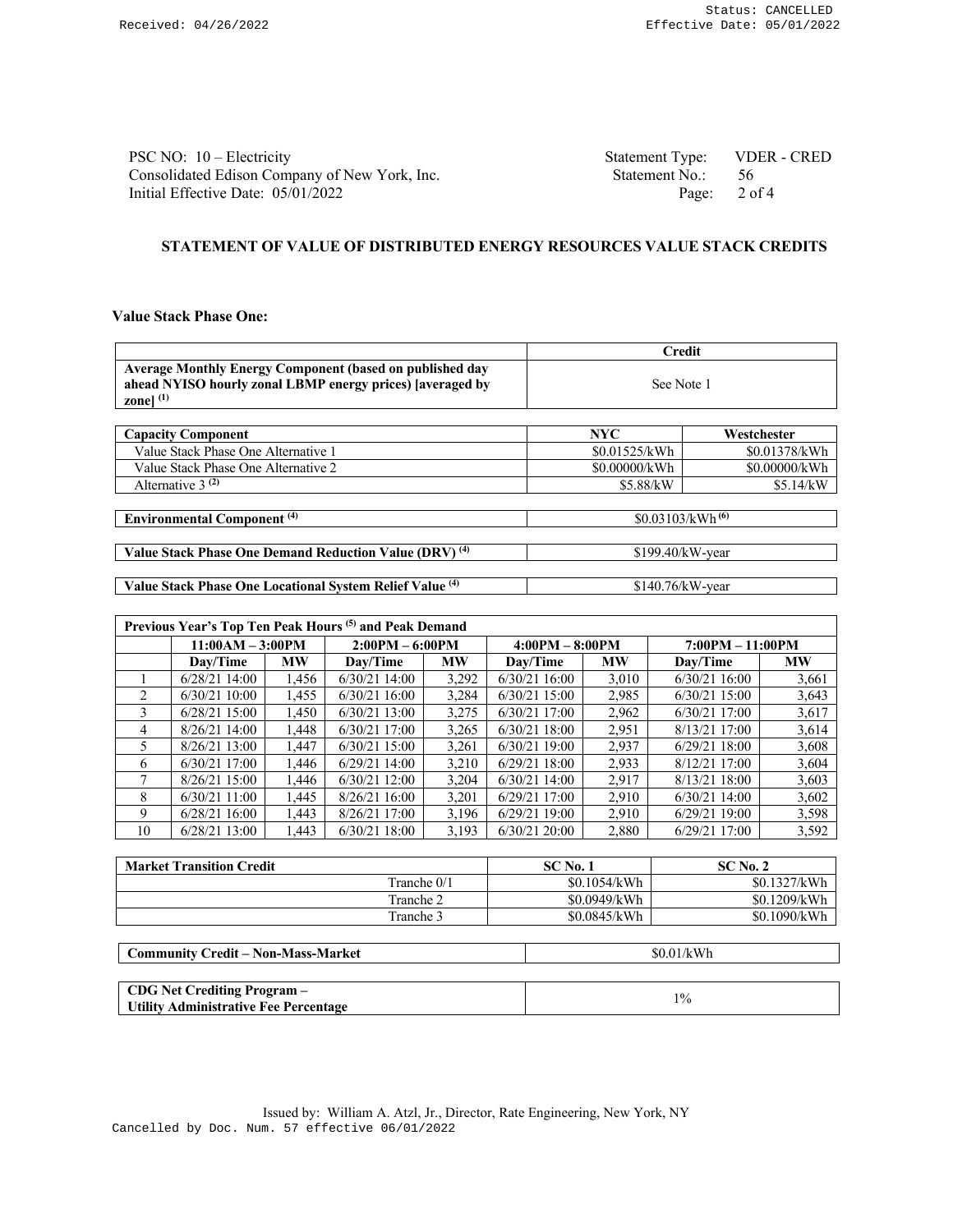PSC NO: 10 – Electricity
Consolidated Edison Company of New York, Inc.
Initial Effective Date: 05/01/2022

Statement Type: VDER - CRED
Statement No.: 56

## STATEMENT OF VALUE OF DISTRIBUTED ENERGY RESOURCES VALUE STACK CREDITS

### Value Stack Phase One:

| | Credit |
|---|---|
| **Average Monthly Energy Component (based on published day ahead NYISO hourly zonal LBMP energy prices) [averaged by zone]** (1) | See Note 1 |

| **Capacity Component** | **NYC** | **Westchester** |
|---|---|---|
| Value Stack Phase One Alternative 1 | $0.01525/kWh | $0.01378/kWh |
| Value Stack Phase One Alternative 2 | $0.00000/kWh | $0.00000/kWh |
| Alternative 3 (2) | $5.88/kW | $5.14/kW |

| | |
|---|---|
| **Environmental Component** (4) | $0.03103/kWh (6) |

| | |
|---|---|
| **Value Stack Phase One Demand Reduction Value (DRV)** (4) | $199.40/kW-year |

| | |
|---|---|
| **Value Stack Phase One Locational System Relief Value** (4) | $140.76/kW-year |

| **Previous Year's Top Ten Peak Hours** (5) **and Peak Demand** | | | | | | | | |
|---|---|---|---|---|---|---|---|---|
| | **11:00AM – 3:00PM** | | **2:00PM – 6:00PM** | | **4:00PM – 8:00PM** | | **7:00PM – 11:00PM** | |
| | **Day/Time** | **MW** | **Day/Time** | **MW** | **Day/Time** | **MW** | **Day/Time** | **MW** |
| 1 | 6/28/21 14:00 | 1,456 | 6/30/21 14:00 | 3,292 | 6/30/21 16:00 | 3,010 | 6/30/21 16:00 | 3,661 |
| 2 | 6/30/21 10:00 | 1,455 | 6/30/21 16:00 | 3,284 | 6/30/21 15:00 | 2,985 | 6/30/21 15:00 | 3,643 |
| 3 | 6/28/21 15:00 | 1,450 | 6/30/21 13:00 | 3,275 | 6/30/21 17:00 | 2,962 | 6/30/21 17:00 | 3,617 |
| 4 | 8/26/21 14:00 | 1,448 | 6/30/21 17:00 | 3,265 | 6/30/21 18:00 | 2,951 | 8/13/21 17:00 | 3,614 |
| 5 | 8/26/21 13:00 | 1,447 | 6/30/21 15:00 | 3,261 | 6/30/21 19:00 | 2,937 | 6/29/21 18:00 | 3,608 |
| 6 | 6/30/21 17:00 | 1,446 | 6/29/21 14:00 | 3,210 | 6/29/21 18:00 | 2,933 | 8/12/21 17:00 | 3,604 |
| 7 | 8/26/21 15:00 | 1,446 | 6/30/21 12:00 | 3,204 | 6/30/21 14:00 | 2,917 | 8/13/21 18:00 | 3,603 |
| 8 | 6/30/21 11:00 | 1,445 | 8/26/21 16:00 | 3,201 | 6/29/21 17:00 | 2,910 | 6/30/21 14:00 | 3,602 |
| 9 | 6/28/21 16:00 | 1,443 | 8/26/21 17:00 | 3,196 | 6/29/21 19:00 | 2,910 | 6/29/21 19:00 | 3,598 |
| 10 | 6/28/21 13:00 | 1,443 | 6/30/21 18:00 | 3,193 | 6/30/21 20:00 | 2,880 | 6/29/21 17:00 | 3,592 |

| **Market Transition Credit** | **SC No. 1** | **SC No. 2** |
|---|---|---|
| Tranche 0/1 | $0.1054/kWh | $0.1327/kWh |
| Tranche 2 | $0.0949/kWh | $0.1209/kWh |
| Tranche 3 | $0.0845/kWh | $0.1090/kWh |

| | |
|---|---|
| **Community Credit – Non-Mass-Market** | $0.01/kWh |

| | |
|---|---|
| **CDG Net Crediting Program – Utility Administrative Fee Percentage** | 1% |

Issued by: William A. Atzl, Jr., Director, Rate Engineering, New York, NY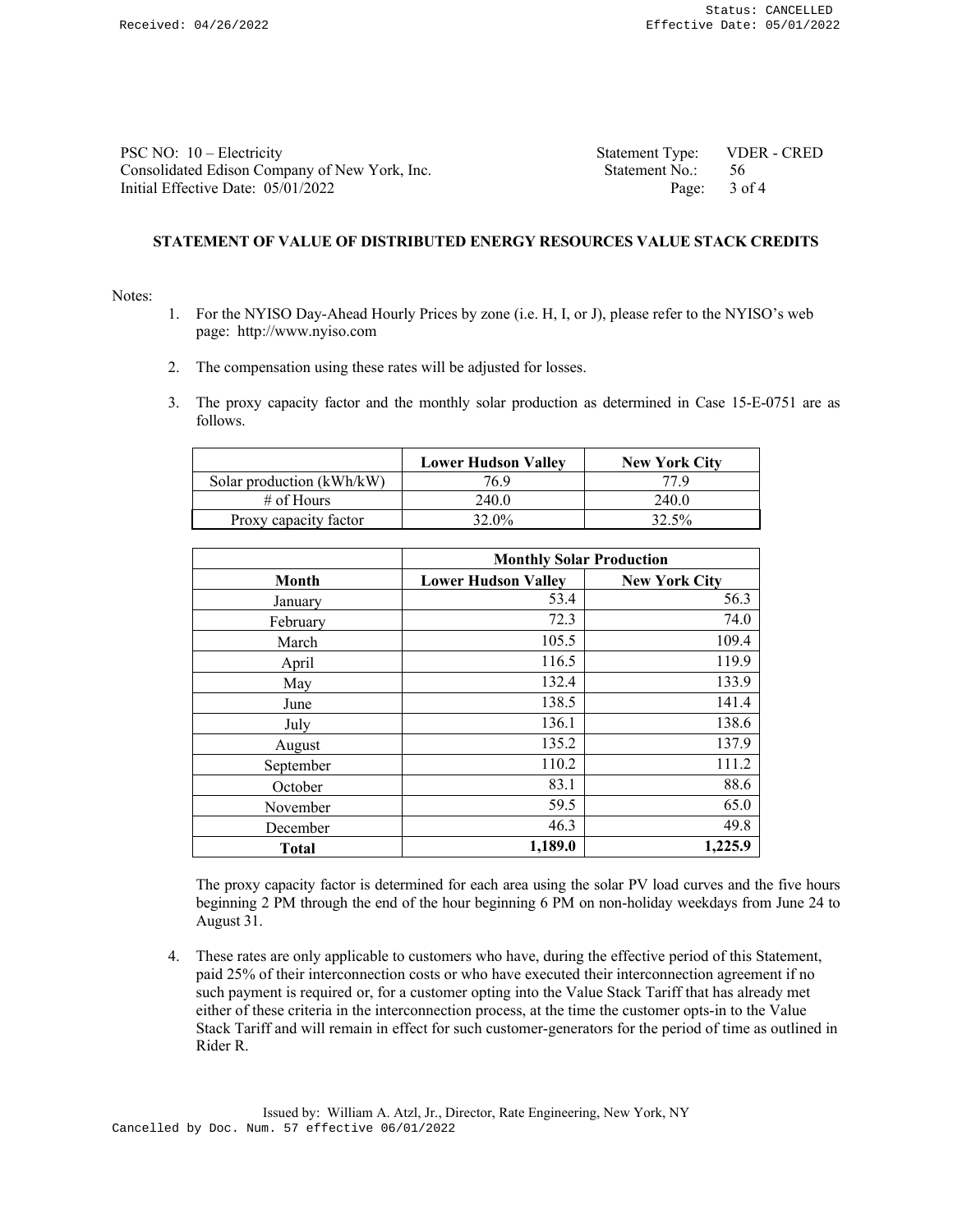PSC NO: 10 – Electricity
Consolidated Edison Company of New York, Inc.
Initial Effective Date: 05/01/2022

Statement Type: VDER - CRED
Statement No.: 56

## STATEMENT OF VALUE OF DISTRIBUTED ENERGY RESOURCES VALUE STACK CREDITS

Notes:

1. For the NYISO Day-Ahead Hourly Prices by zone (i.e. H, I, or J), please refer to the NYISO's web page: http://www.nyiso.com

2. The compensation using these rates will be adjusted for losses.

3. The proxy capacity factor and the monthly solar production as determined in Case 15-E-0751 are as follows.

| | Lower Hudson Valley | New York City |
|---|---|---|
| Solar production (kWh/kW) | 76.9 | 77.9 |
| # of Hours | 240.0 | 240.0 |
| Proxy capacity factor | 32.0% | 32.5% |

| | Monthly Solar Production | |
|---|---|---|
| **Month** | **Lower Hudson Valley** | **New York City** |
| January | 53.4 | 56.3 |
| February | 72.3 | 74.0 |
| March | 105.5 | 109.4 |
| April | 116.5 | 119.9 |
| May | 132.4 | 133.9 |
| June | 138.5 | 141.4 |
| July | 136.1 | 138.6 |
| August | 135.2 | 137.9 |
| September | 110.2 | 111.2 |
| October | 83.1 | 88.6 |
| November | 59.5 | 65.0 |
| December | 46.3 | 49.8 |
| **Total** | **1,189.0** | **1,225.9** |

The proxy capacity factor is determined for each area using the solar PV load curves and the five hours beginning 2 PM through the end of the hour beginning 6 PM on non-holiday weekdays from June 24 to August 31.

4. These rates are only applicable to customers who have, during the effective period of this Statement, paid 25% of their interconnection costs or who have executed their interconnection agreement if no such payment is required or, for a customer opting into the Value Stack Tariff that has already met either of these criteria in the interconnection process, at the time the customer opts-in to the Value Stack Tariff and will remain in effect for such customer-generators for the period of time as outlined in Rider R.

Issued by: William A. Atzl, Jr., Director, Rate Engineering, New York, NY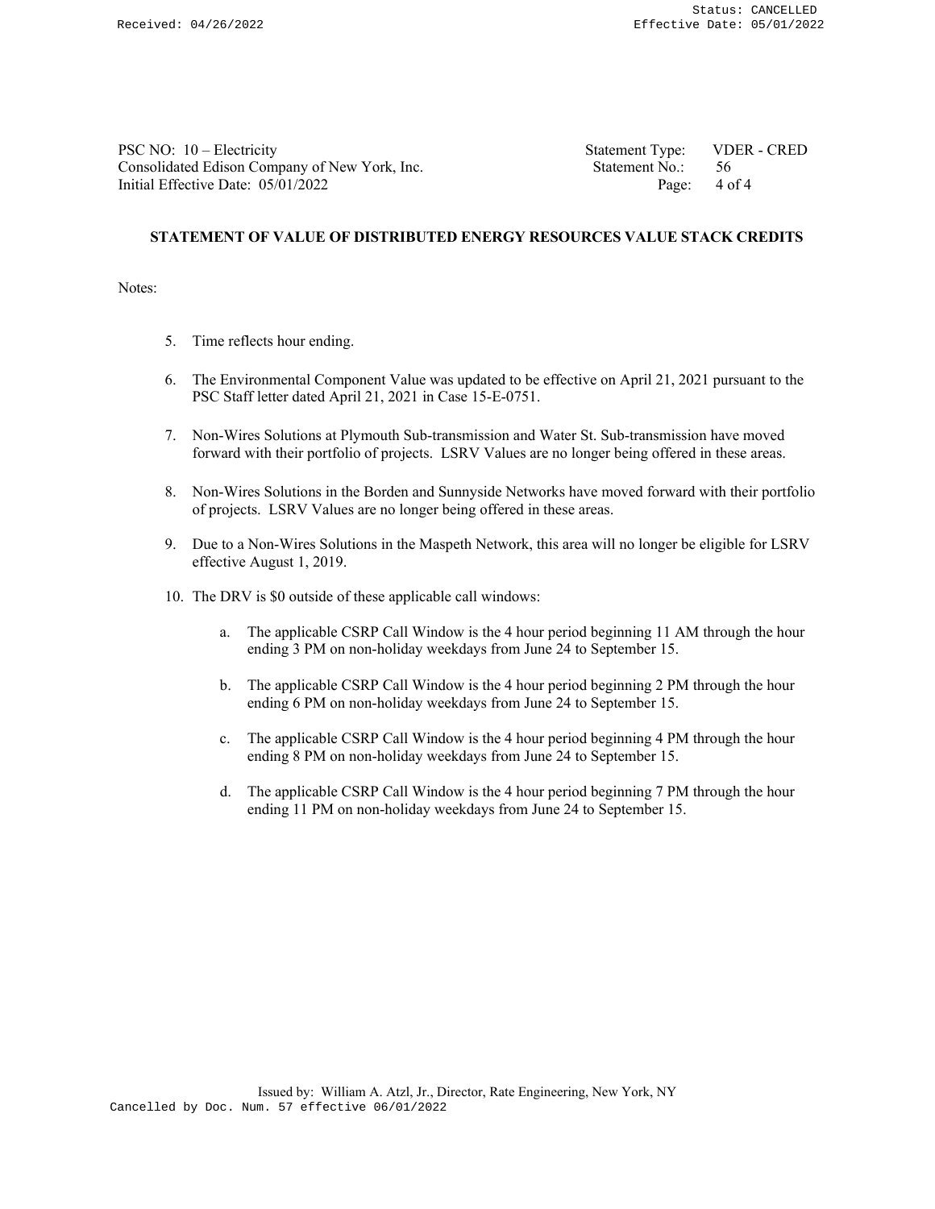PSC NO: 10 – Electricity
Consolidated Edison Company of New York, Inc.
Initial Effective Date: 05/01/2022

Statement Type: VDER - CRED
Statement No.: 56

## STATEMENT OF VALUE OF DISTRIBUTED ENERGY RESOURCES VALUE STACK CREDITS

Notes:

5. Time reflects hour ending.

6. The Environmental Component Value was updated to be effective on April 21, 2021 pursuant to the PSC Staff letter dated April 21, 2021 in Case 15-E-0751.

7. Non-Wires Solutions at Plymouth Sub-transmission and Water St. Sub-transmission have moved forward with their portfolio of projects. LSRV Values are no longer being offered in these areas.

8. Non-Wires Solutions in the Borden and Sunnyside Networks have moved forward with their portfolio of projects. LSRV Values are no longer being offered in these areas.

9. Due to a Non-Wires Solutions in the Maspeth Network, this area will no longer be eligible for LSRV effective August 1, 2019.

10. The DRV is $0 outside of these applicable call windows:

    a. The applicable CSRP Call Window is the 4 hour period beginning 11 AM through the hour ending 3 PM on non-holiday weekdays from June 24 to September 15.

    b. The applicable CSRP Call Window is the 4 hour period beginning 2 PM through the hour ending 6 PM on non-holiday weekdays from June 24 to September 15.

    c. The applicable CSRP Call Window is the 4 hour period beginning 4 PM through the hour ending 8 PM on non-holiday weekdays from June 24 to September 15.

    d. The applicable CSRP Call Window is the 4 hour period beginning 7 PM through the hour ending 11 PM on non-holiday weekdays from June 24 to September 15.

Issued by: William A. Atzl, Jr., Director, Rate Engineering, New York, NY